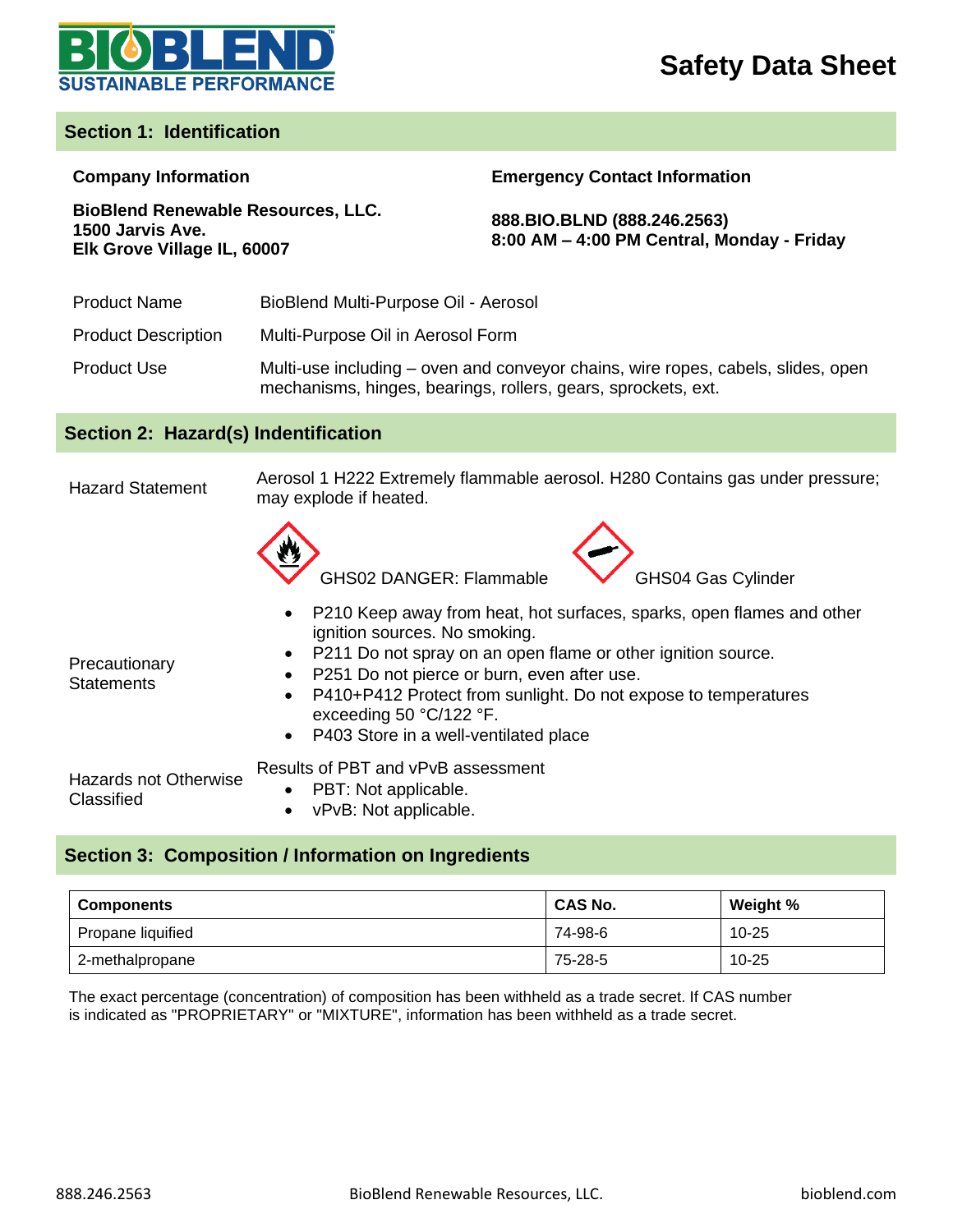BIOBLEND
SUSTAINABLE PERFORMANCE

# Safety Data Sheet

## Section 1: Identification

**Company Information**

**BioBlend Renewable Resources, LLC.**
**1500 Jarvis Ave.**
**Elk Grove Village IL, 60007**

**Emergency Contact Information**

**888.BIO.BLND (888.246.2563)**
**8:00 AM – 4:00 PM Central, Monday - Friday**

| | |
|---|---|
| Product Name | BioBlend Multi-Purpose Oil - Aerosol |
| Product Description | Multi-Purpose Oil in Aerosol Form |
| Product Use | Multi-use including – oven and conveyor chains, wire ropes, cabels, slides, open mechanisms, hinges, bearings, rollers, gears, sprockets, ext. |

## Section 2: Hazard(s) Indentification

**Hazard Statement**

Aerosol 1 H222 Extremely flammable aerosol. H280 Contains gas under pressure; may explode if heated.

GHS02 DANGER: Flammable     GHS04 Gas Cylinder

**Precautionary Statements**

- P210 Keep away from heat, hot surfaces, sparks, open flames and other ignition sources. No smoking.
- P211 Do not spray on an open flame or other ignition source.
- P251 Do not pierce or burn, even after use.
- P410+P412 Protect from sunlight. Do not expose to temperatures exceeding 50 °C/122 °F.
- P403 Store in a well-ventilated place

**Hazards not Otherwise Classified**

Results of PBT and vPvB assessment

- PBT: Not applicable.
- vPvB: Not applicable.

## Section 3: Composition / Information on Ingredients

| Components | CAS No. | Weight % |
|---|---|---|
| Propane liquified | 74-98-6 | 10-25 |
| 2-methalpropane | 75-28-5 | 10-25 |

The exact percentage (concentration) of composition has been withheld as a trade secret. If CAS number is indicated as "PROPRIETARY" or "MIXTURE", information has been withheld as a trade secret.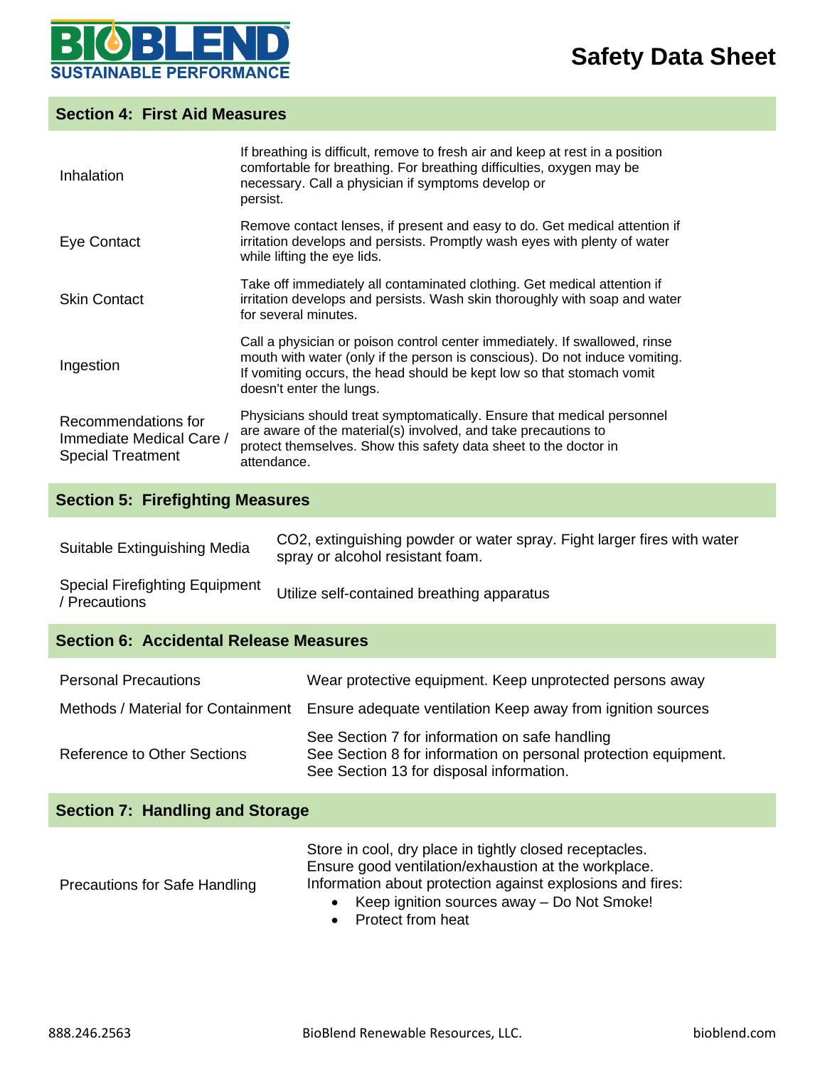## Section 4: First Aid Measures

| | |
|---|---|
| Inhalation | If breathing is difficult, remove to fresh air and keep at rest in a position comfortable for breathing. For breathing difficulties, oxygen may be necessary. Call a physician if symptoms develop or persist. |
| Eye Contact | Remove contact lenses, if present and easy to do. Get medical attention if irritation develops and persists. Promptly wash eyes with plenty of water while lifting the eye lids. |
| Skin Contact | Take off immediately all contaminated clothing. Get medical attention if irritation develops and persists. Wash skin thoroughly with soap and water for several minutes. |
| Ingestion | Call a physician or poison control center immediately. If swallowed, rinse mouth with water (only if the person is conscious). Do not induce vomiting. If vomiting occurs, the head should be kept low so that stomach vomit doesn't enter the lungs. |
| Recommendations for Immediate Medical Care / Special Treatment | Physicians should treat symptomatically. Ensure that medical personnel are aware of the material(s) involved, and take precautions to protect themselves. Show this safety data sheet to the doctor in attendance. |

## Section 5: Firefighting Measures

| | |
|---|---|
| Suitable Extinguishing Media | $CO_2$, extinguishing powder or water spray. Fight larger fires with water spray or alcohol resistant foam. |
| Special Firefighting Equipment / Precautions | Utilize self-contained breathing apparatus |

## Section 6: Accidental Release Measures

| | |
|---|---|
| Personal Precautions | Wear protective equipment. Keep unprotected persons away |
| Methods / Material for Containment | Ensure adequate ventilation Keep away from ignition sources |
| Reference to Other Sections | See Section 7 for information on safe handling<br>See Section 8 for information on personal protection equipment.<br>See Section 13 for disposal information. |

## Section 7: Handling and Storage

| | |
|---|---|
| Precautions for Safe Handling | Store in cool, dry place in tightly closed receptacles.<br>Ensure good ventilation/exhaustion at the workplace.<br>Information about protection against explosions and fires:<br>• Keep ignition sources away – Do Not Smoke!<br>• Protect from heat |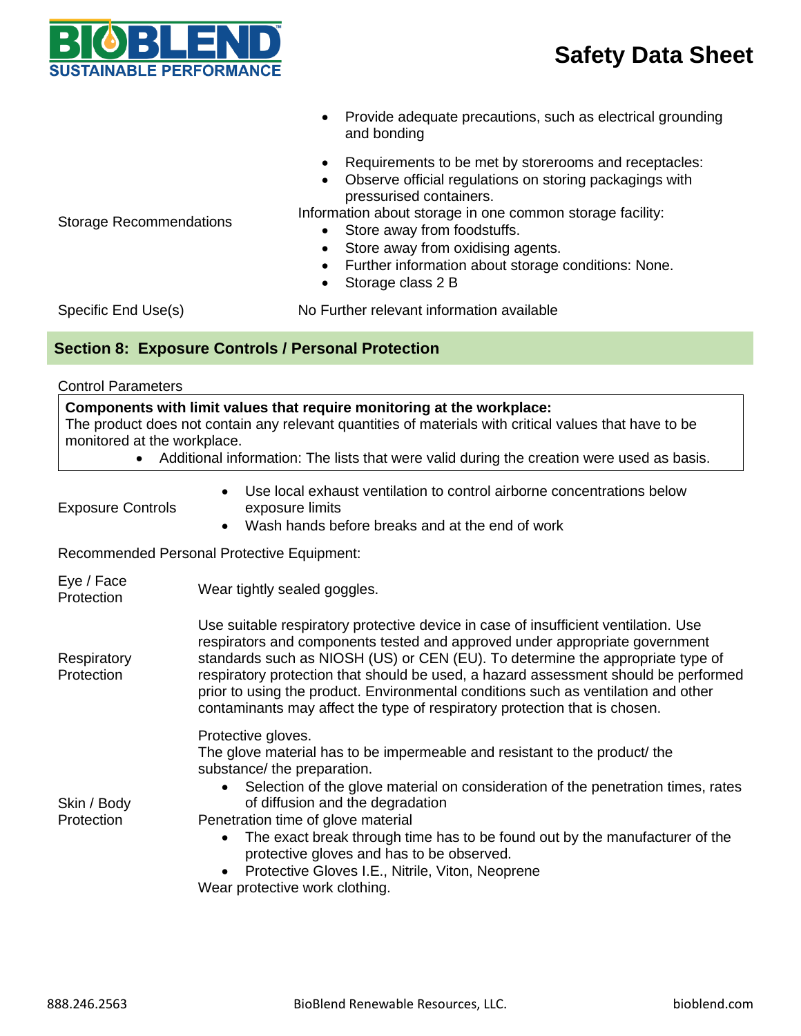| | |
|---|---|
| | • Provide adequate precautions, such as electrical grounding and bonding |
| Storage Recommendations | • Requirements to be met by storerooms and receptacles:<br>• Observe official regulations on storing packagings with pressurised containers.<br>Information about storage in one common storage facility:<br>• Store away from foodstuffs.<br>• Store away from oxidising agents.<br>• Further information about storage conditions: None.<br>• Storage class 2 B |
| Specific End Use(s) | No Further relevant information available |

## Section 8: Exposure Controls / Personal Protection

Control Parameters

**Components with limit values that require monitoring at the workplace:**
The product does not contain any relevant quantities of materials with critical values that have to be monitored at the workplace.

- Additional information: The lists that were valid during the creation were used as basis.

| | |
|---|---|
| Exposure Controls | • Use local exhaust ventilation to control airborne concentrations below exposure limits<br>• Wash hands before breaks and at the end of work |

Recommended Personal Protective Equipment:

| | |
|---|---|
| Eye / Face Protection | Wear tightly sealed goggles. |
| Respiratory Protection | Use suitable respiratory protective device in case of insufficient ventilation. Use respirators and components tested and approved under appropriate government standards such as NIOSH (US) or CEN (EU). To determine the appropriate type of respiratory protection that should be used, a hazard assessment should be performed prior to using the product. Environmental conditions such as ventilation and other contaminants may affect the type of respiratory protection that is chosen. |
| Skin / Body Protection | Protective gloves.<br>The glove material has to be impermeable and resistant to the product/ the substance/ the preparation.<br>• Selection of the glove material on consideration of the penetration times, rates of diffusion and the degradation<br>Penetration time of glove material<br>• The exact break through time has to be found out by the manufacturer of the protective gloves and has to be observed.<br>• Protective Gloves I.E., Nitrile, Viton, Neoprene<br>Wear protective work clothing. |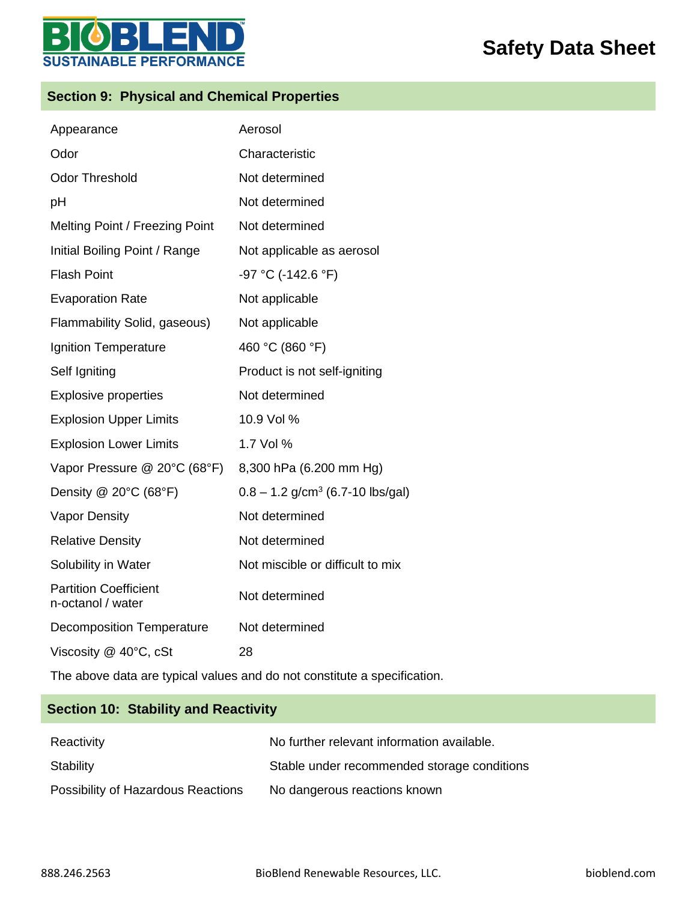## Section 9: Physical and Chemical Properties

| | |
|---|---|
| Appearance | Aerosol |
| Odor | Characteristic |
| Odor Threshold | Not determined |
| pH | Not determined |
| Melting Point / Freezing Point | Not determined |
| Initial Boiling Point / Range | Not applicable as aerosol |
| Flash Point | -97 °C (-142.6 °F) |
| Evaporation Rate | Not applicable |
| Flammability Solid, gaseous) | Not applicable |
| Ignition Temperature | 460 °C (860 °F) |
| Self Igniting | Product is not self-igniting |
| Explosive properties | Not determined |
| Explosion Upper Limits | 10.9 Vol % |
| Explosion Lower Limits | 1.7 Vol % |
| Vapor Pressure @ 20°C (68°F) | 8,300 hPa (6.200 mm Hg) |
| Density @ 20°C (68°F) | 0.8 – 1.2 g/cm³ (6.7-10 lbs/gal) |
| Vapor Density | Not determined |
| Relative Density | Not determined |
| Solubility in Water | Not miscible or difficult to mix |
| Partition Coefficient n-octanol / water | Not determined |
| Decomposition Temperature | Not determined |
| Viscosity @ 40°C, cSt | 28 |

The above data are typical values and do not constitute a specification.

## Section 10: Stability and Reactivity

| | |
|---|---|
| Reactivity | No further relevant information available. |
| Stability | Stable under recommended storage conditions |
| Possibility of Hazardous Reactions | No dangerous reactions known |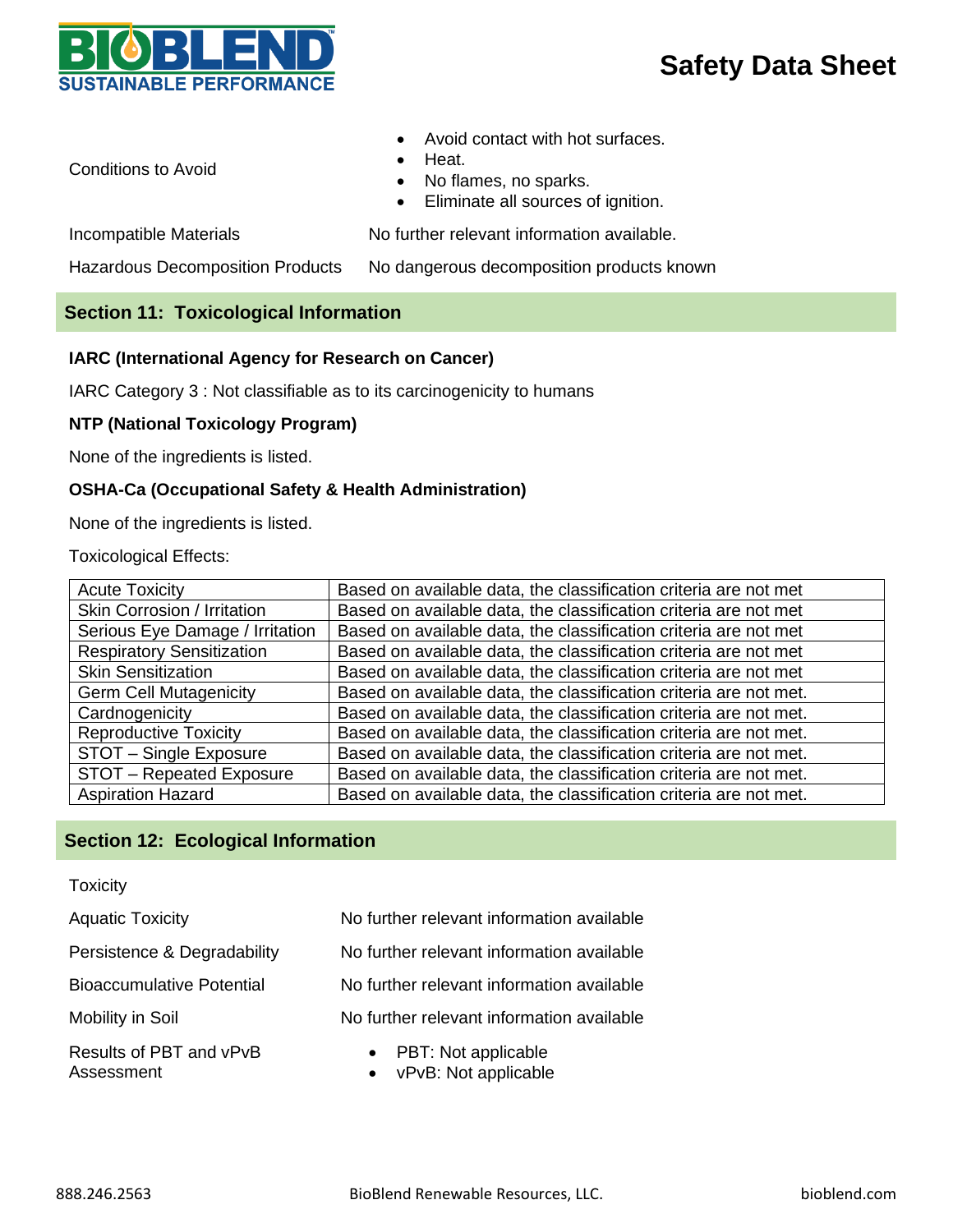| | |
|---|---|
| Conditions to Avoid | • Avoid contact with hot surfaces.<br>• Heat.<br>• No flames, no sparks.<br>• Eliminate all sources of ignition. |
| Incompatible Materials | No further relevant information available. |
| Hazardous Decomposition Products | No dangerous decomposition products known |

## Section 11: Toxicological Information

**IARC (International Agency for Research on Cancer)**

IARC Category 3 : Not classifiable as to its carcinogenicity to humans

**NTP (National Toxicology Program)**

None of the ingredients is listed.

**OSHA-Ca (Occupational Safety & Health Administration)**

None of the ingredients is listed.

Toxicological Effects:

| | |
|---|---|
| Acute Toxicity | Based on available data, the classification criteria are not met |
| Skin Corrosion / Irritation | Based on available data, the classification criteria are not met |
| Serious Eye Damage / Irritation | Based on available data, the classification criteria are not met |
| Respiratory Sensitization | Based on available data, the classification criteria are not met |
| Skin Sensitization | Based on available data, the classification criteria are not met |
| Germ Cell Mutagenicity | Based on available data, the classification criteria are not met. |
| Cardnogenicity | Based on available data, the classification criteria are not met. |
| Reproductive Toxicity | Based on available data, the classification criteria are not met. |
| STOT – Single Exposure | Based on available data, the classification criteria are not met. |
| STOT – Repeated Exposure | Based on available data, the classification criteria are not met. |
| Aspiration Hazard | Based on available data, the classification criteria are not met. |

## Section 12: Ecological Information

Toxicity

| | |
|---|---|
| Aquatic Toxicity | No further relevant information available |
| Persistence & Degradability | No further relevant information available |
| Bioaccumulative Potential | No further relevant information available |
| Mobility in Soil | No further relevant information available |
| Results of PBT and vPvB Assessment | • PBT: Not applicable<br>• vPvB: Not applicable |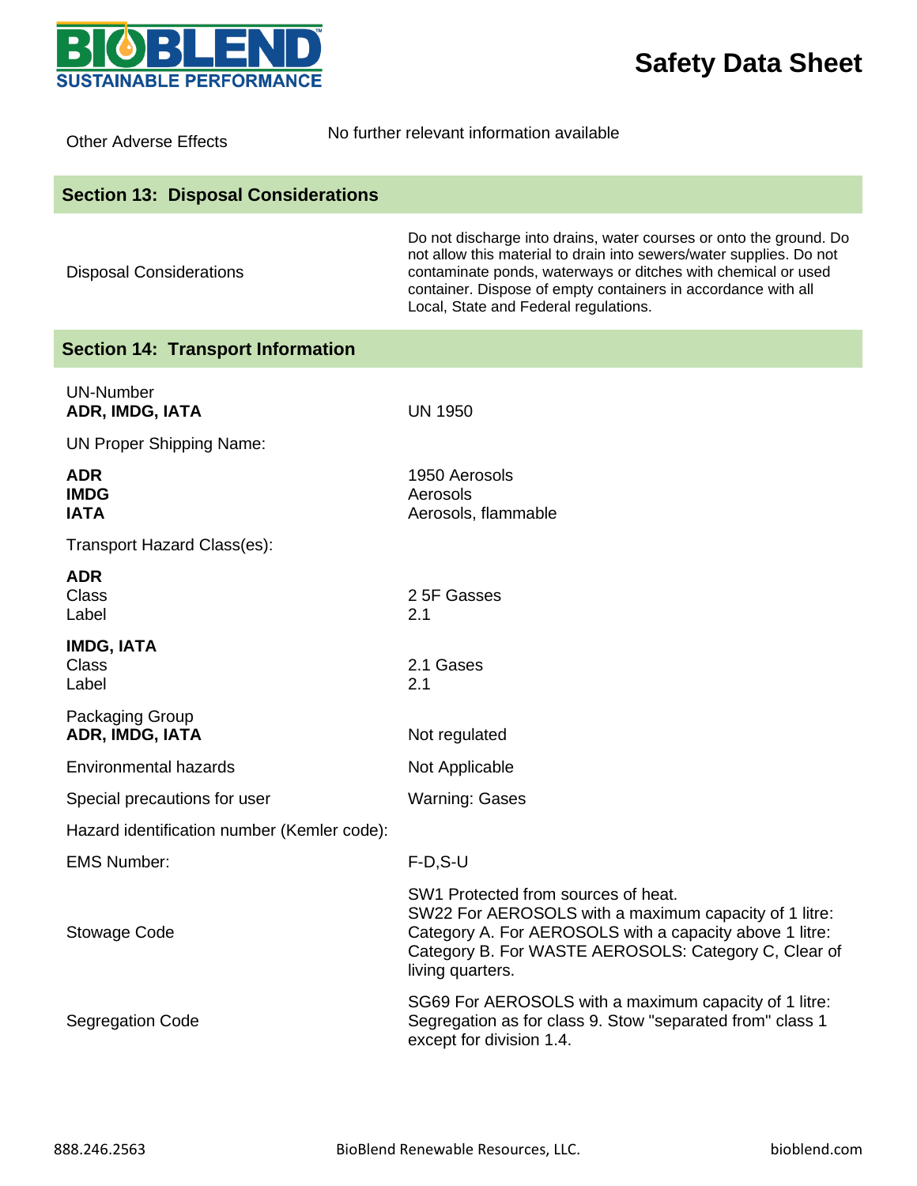| | |
|---|---|
| Other Adverse Effects | No further relevant information available |

## Section 13: Disposal Considerations

| | |
|---|---|
| Disposal Considerations | Do not discharge into drains, water courses or onto the ground. Do not allow this material to drain into sewers/water supplies. Do not contaminate ponds, waterways or ditches with chemical or used container. Dispose of empty containers in accordance with all Local, State and Federal regulations. |

## Section 14: Transport Information

| | |
|---|---|
| UN-Number<br>**ADR, IMDG, IATA** | UN 1950 |
| UN Proper Shipping Name: | |
| **ADR**<br>**IMDG**<br>**IATA** | 1950 Aerosols<br>Aerosols<br>Aerosols, flammable |
| Transport Hazard Class(es): | |
| **ADR**<br>Class<br>Label | <br>2 5F Gasses<br>2.1 |
| **IMDG, IATA**<br>Class<br>Label | <br>2.1 Gases<br>2.1 |
| Packaging Group<br>**ADR, IMDG, IATA** | Not regulated |
| Environmental hazards | Not Applicable |
| Special precautions for user | Warning: Gases |
| Hazard identification number (Kemler code): | |
| EMS Number: | F-D,S-U |
| Stowage Code | SW1 Protected from sources of heat.<br>SW22 For AEROSOLS with a maximum capacity of 1 litre: Category A. For AEROSOLS with a capacity above 1 litre: Category B. For WASTE AEROSOLS: Category C, Clear of living quarters. |
| Segregation Code | SG69 For AEROSOLS with a maximum capacity of 1 litre: Segregation as for class 9. Stow "separated from" class 1 except for division 1.4. |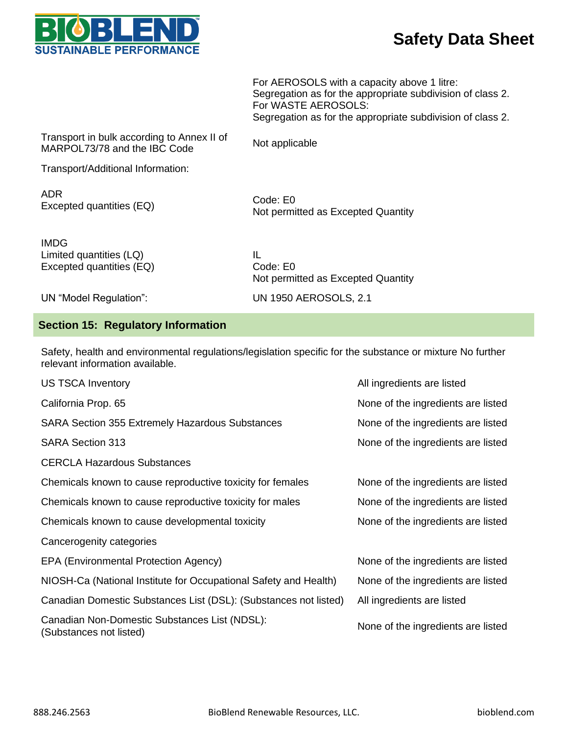| | |
|---|---|
| | For AEROSOLS with a capacity above 1 litre: Segregation as for the appropriate subdivision of class 2. For WASTE AEROSOLS: Segregation as for the appropriate subdivision of class 2. |
| Transport in bulk according to Annex II of MARPOL73/78 and the IBC Code | Not applicable |
| Transport/Additional Information: | |
| ADR<br>Excepted quantities (EQ) | Code: E0<br>Not permitted as Excepted Quantity |
| IMDG<br>Limited quantities (LQ)<br>Excepted quantities (EQ) | IL<br>Code: E0<br>Not permitted as Excepted Quantity |
| UN “Model Regulation”: | UN 1950 AEROSOLS, 2.1 |

## Section 15: Regulatory Information

Safety, health and environmental regulations/legislation specific for the substance or mixture No further relevant information available.

| | |
|---|---|
| US TSCA Inventory | All ingredients are listed |
| California Prop. 65 | None of the ingredients are listed |
| SARA Section 355 Extremely Hazardous Substances | None of the ingredients are listed |
| SARA Section 313 | None of the ingredients are listed |
| CERCLA Hazardous Substances | |
| Chemicals known to cause reproductive toxicity for females | None of the ingredients are listed |
| Chemicals known to cause reproductive toxicity for males | None of the ingredients are listed |
| Chemicals known to cause developmental toxicity | None of the ingredients are listed |
| Cancerogenity categories | |
| EPA (Environmental Protection Agency) | None of the ingredients are listed |
| NIOSH-Ca (National Institute for Occupational Safety and Health) | None of the ingredients are listed |
| Canadian Domestic Substances List (DSL): (Substances not listed) | All ingredients are listed |
| Canadian Non-Domestic Substances List (NDSL): (Substances not listed) | None of the ingredients are listed |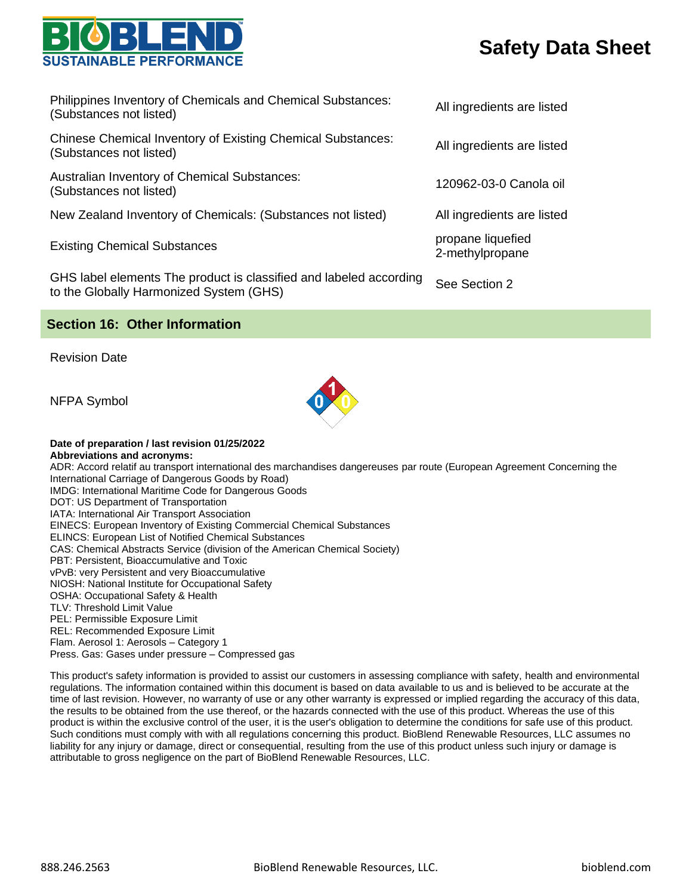| | |
|---|---|
| Philippines Inventory of Chemicals and Chemical Substances: (Substances not listed) | All ingredients are listed |
| Chinese Chemical Inventory of Existing Chemical Substances: (Substances not listed) | All ingredients are listed |
| Australian Inventory of Chemical Substances: (Substances not listed) | 120962-03-0 Canola oil |
| New Zealand Inventory of Chemicals: (Substances not listed) | All ingredients are listed |
| Existing Chemical Substances | propane liquefied 2-methylpropane |
| GHS label elements The product is classified and labeled according to the Globally Harmonized System (GHS) | See Section 2 |

## Section 16: Other Information

Revision Date

NFPA Symbol

0 1 0

**Date of preparation / last revision 01/25/2022**
**Abbreviations and acronyms:**
ADR: Accord relatif au transport international des marchandises dangereuses par route (European Agreement Concerning the International Carriage of Dangerous Goods by Road)
IMDG: International Maritime Code for Dangerous Goods
DOT: US Department of Transportation
IATA: International Air Transport Association
EINECS: European Inventory of Existing Commercial Chemical Substances
ELINCS: European List of Notified Chemical Substances
CAS: Chemical Abstracts Service (division of the American Chemical Society)
PBT: Persistent, Bioaccumulative and Toxic
vPvB: very Persistent and very Bioaccumulative
NIOSH: National Institute for Occupational Safety
OSHA: Occupational Safety & Health
TLV: Threshold Limit Value
PEL: Permissible Exposure Limit
REL: Recommended Exposure Limit
Flam. Aerosol 1: Aerosols – Category 1
Press. Gas: Gases under pressure – Compressed gas

This product's safety information is provided to assist our customers in assessing compliance with safety, health and environmental regulations. The information contained within this document is based on data available to us and is believed to be accurate at the time of last revision. However, no warranty of use or any other warranty is expressed or implied regarding the accuracy of this data, the results to be obtained from the use thereof, or the hazards connected with the use of this product. Whereas the use of this product is within the exclusive control of the user, it is the user's obligation to determine the conditions for safe use of this product. Such conditions must comply with with all regulations concerning this product. BioBlend Renewable Resources, LLC assumes no liability for any injury or damage, direct or consequential, resulting from the use of this product unless such injury or damage is attributable to gross negligence on the part of BioBlend Renewable Resources, LLC.